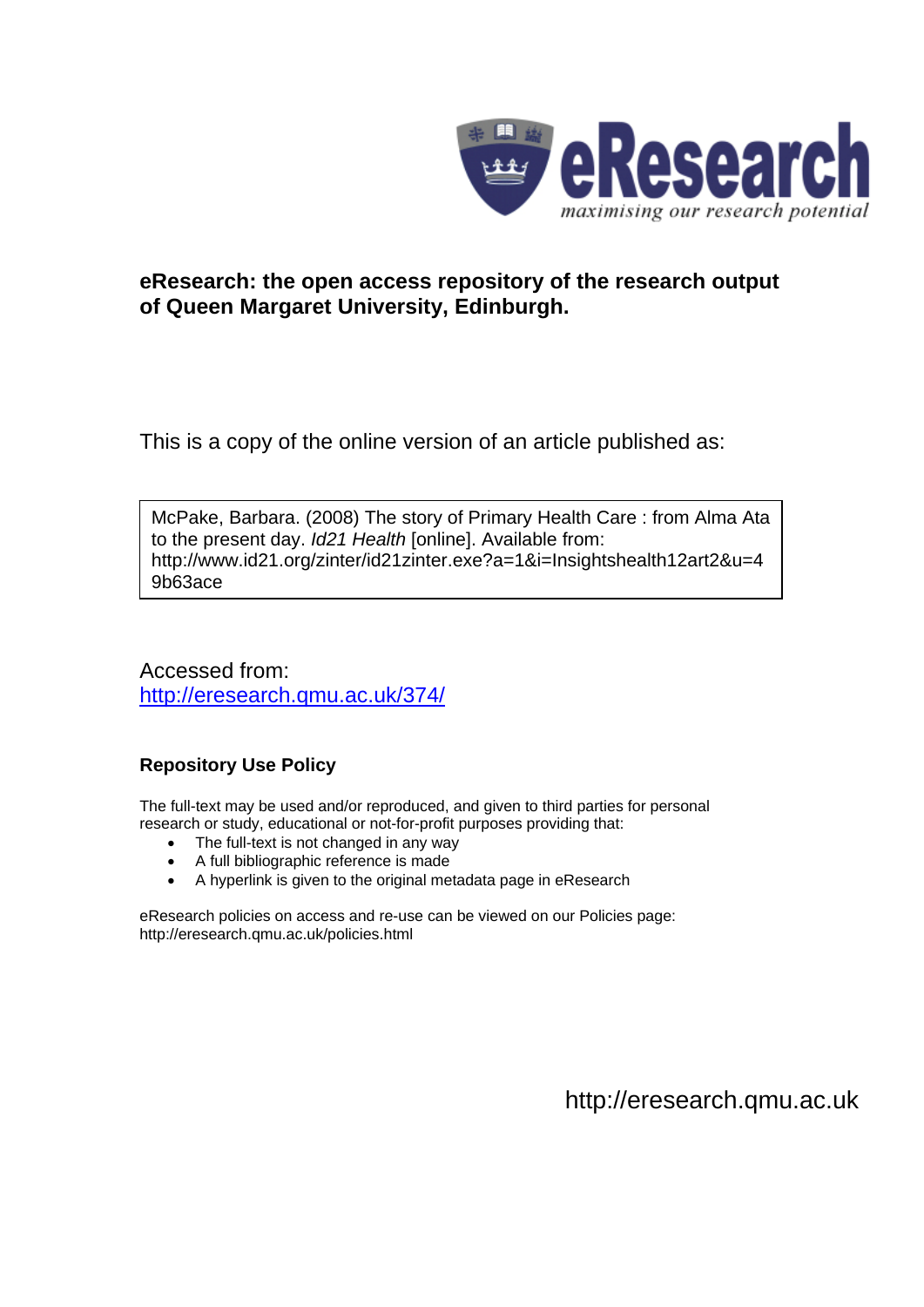eResearch
maximising our research potential

**eResearch: the open access repository of the research output of Queen Margaret University, Edinburgh.**

This is a copy of the online version of an article published as:

McPake, Barbara. (2008) The story of Primary Health Care : from Alma Ata to the present day. *Id21 Health* [online]. Available from: http://www.id21.org/zinter/id21zinter.exe?a=1&i=Insightshealth12art2&u=49b63ace

Accessed from:
http://eresearch.qmu.ac.uk/374/

**Repository Use Policy**

The full-text may be used and/or reproduced, and given to third parties for personal research or study, educational or not-for-profit purposes providing that:

- The full-text is not changed in any way
- A full bibliographic reference is made
- A hyperlink is given to the original metadata page in eResearch

eResearch policies on access and re-use can be viewed on our Policies page: http://eresearch.qmu.ac.uk/policies.html

http://eresearch.qmu.ac.uk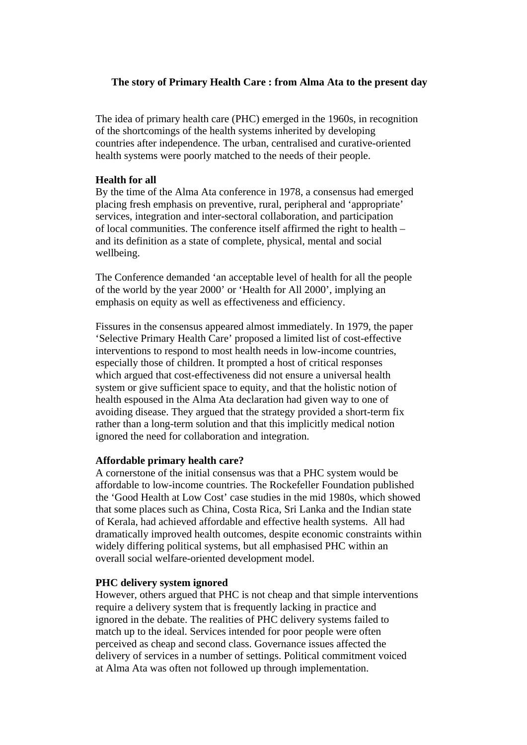# The story of Primary Health Care : from Alma Ata to the present day

The idea of primary health care (PHC) emerged in the 1960s, in recognition of the shortcomings of the health systems inherited by developing countries after independence. The urban, centralised and curative-oriented health systems were poorly matched to the needs of their people.

**Health for all**

By the time of the Alma Ata conference in 1978, a consensus had emerged placing fresh emphasis on preventive, rural, peripheral and 'appropriate' services, integration and inter-sectoral collaboration, and participation of local communities. The conference itself affirmed the right to health – and its definition as a state of complete, physical, mental and social wellbeing.

The Conference demanded 'an acceptable level of health for all the people of the world by the year 2000' or 'Health for All 2000', implying an emphasis on equity as well as effectiveness and efficiency.

Fissures in the consensus appeared almost immediately. In 1979, the paper 'Selective Primary Health Care' proposed a limited list of cost-effective interventions to respond to most health needs in low-income countries, especially those of children. It prompted a host of critical responses which argued that cost-effectiveness did not ensure a universal health system or give sufficient space to equity, and that the holistic notion of health espoused in the Alma Ata declaration had given way to one of avoiding disease. They argued that the strategy provided a short-term fix rather than a long-term solution and that this implicitly medical notion ignored the need for collaboration and integration.

**Affordable primary health care?**

A cornerstone of the initial consensus was that a PHC system would be affordable to low-income countries. The Rockefeller Foundation published the 'Good Health at Low Cost' case studies in the mid 1980s, which showed that some places such as China, Costa Rica, Sri Lanka and the Indian state of Kerala, had achieved affordable and effective health systems. All had dramatically improved health outcomes, despite economic constraints within widely differing political systems, but all emphasised PHC within an overall social welfare-oriented development model.

**PHC delivery system ignored**

However, others argued that PHC is not cheap and that simple interventions require a delivery system that is frequently lacking in practice and ignored in the debate. The realities of PHC delivery systems failed to match up to the ideal. Services intended for poor people were often perceived as cheap and second class. Governance issues affected the delivery of services in a number of settings. Political commitment voiced at Alma Ata was often not followed up through implementation.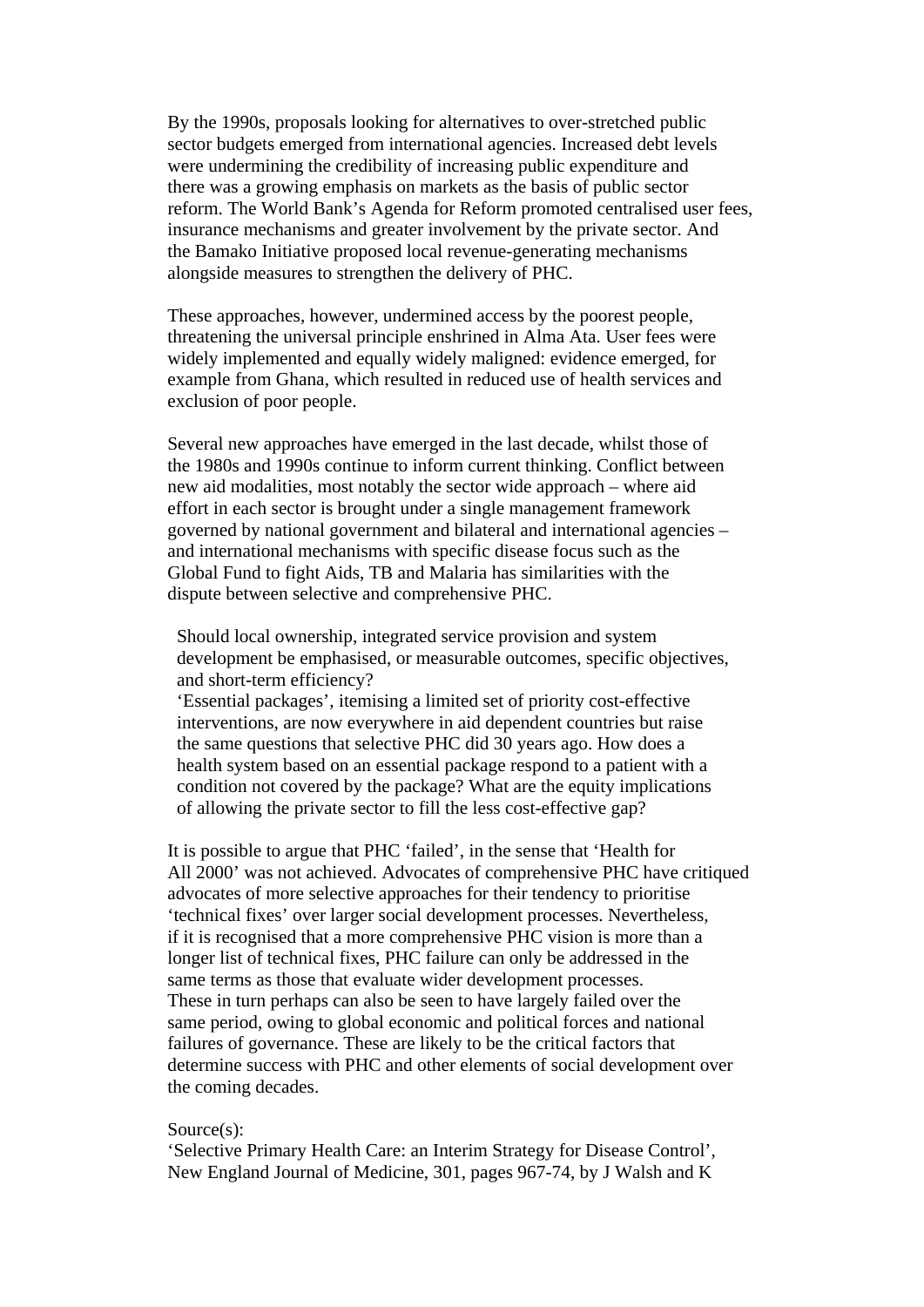By the 1990s, proposals looking for alternatives to over-stretched public sector budgets emerged from international agencies. Increased debt levels were undermining the credibility of increasing public expenditure and there was a growing emphasis on markets as the basis of public sector reform. The World Bank's Agenda for Reform promoted centralised user fees, insurance mechanisms and greater involvement by the private sector. And the Bamako Initiative proposed local revenue-generating mechanisms alongside measures to strengthen the delivery of PHC.

These approaches, however, undermined access by the poorest people, threatening the universal principle enshrined in Alma Ata. User fees were widely implemented and equally widely maligned: evidence emerged, for example from Ghana, which resulted in reduced use of health services and exclusion of poor people.

Several new approaches have emerged in the last decade, whilst those of the 1980s and 1990s continue to inform current thinking. Conflict between new aid modalities, most notably the sector wide approach – where aid effort in each sector is brought under a single management framework governed by national government and bilateral and international agencies – and international mechanisms with specific disease focus such as the Global Fund to fight Aids, TB and Malaria has similarities with the dispute between selective and comprehensive PHC.

> Should local ownership, integrated service provision and system development be emphasised, or measurable outcomes, specific objectives, and short-term efficiency?
> 'Essential packages', itemising a limited set of priority cost-effective interventions, are now everywhere in aid dependent countries but raise the same questions that selective PHC did 30 years ago. How does a health system based on an essential package respond to a patient with a condition not covered by the package? What are the equity implications of allowing the private sector to fill the less cost-effective gap?

It is possible to argue that PHC 'failed', in the sense that 'Health for All 2000' was not achieved. Advocates of comprehensive PHC have critiqued advocates of more selective approaches for their tendency to prioritise 'technical fixes' over larger social development processes. Nevertheless, if it is recognised that a more comprehensive PHC vision is more than a longer list of technical fixes, PHC failure can only be addressed in the same terms as those that evaluate wider development processes. These in turn perhaps can also be seen to have largely failed over the same period, owing to global economic and political forces and national failures of governance. These are likely to be the critical factors that determine success with PHC and other elements of social development over the coming decades.

Source(s):
'Selective Primary Health Care: an Interim Strategy for Disease Control', New England Journal of Medicine, 301, pages 967-74, by J Walsh and K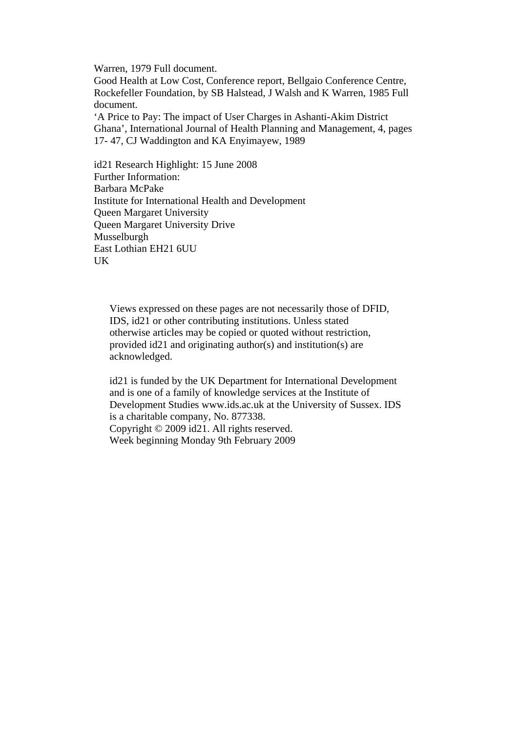Warren, 1979 Full document.
Good Health at Low Cost, Conference report, Bellgaio Conference Centre, Rockefeller Foundation, by SB Halstead, J Walsh and K Warren, 1985 Full document.
'A Price to Pay: The impact of User Charges in Ashanti-Akim District Ghana', International Journal of Health Planning and Management, 4, pages 17- 47, CJ Waddington and KA Enyimayew, 1989

id21 Research Highlight: 15 June 2008
Further Information:
Barbara McPake
Institute for International Health and Development
Queen Margaret University
Queen Margaret University Drive
Musselburgh
East Lothian EH21 6UU
UK

Views expressed on these pages are not necessarily those of DFID, IDS, id21 or other contributing institutions. Unless stated otherwise articles may be copied or quoted without restriction, provided id21 and originating author(s) and institution(s) are acknowledged.

id21 is funded by the UK Department for International Development and is one of a family of knowledge services at the Institute of Development Studies www.ids.ac.uk at the University of Sussex. IDS is a charitable company, No. 877338.
Copyright © 2009 id21. All rights reserved.
Week beginning Monday 9th February 2009